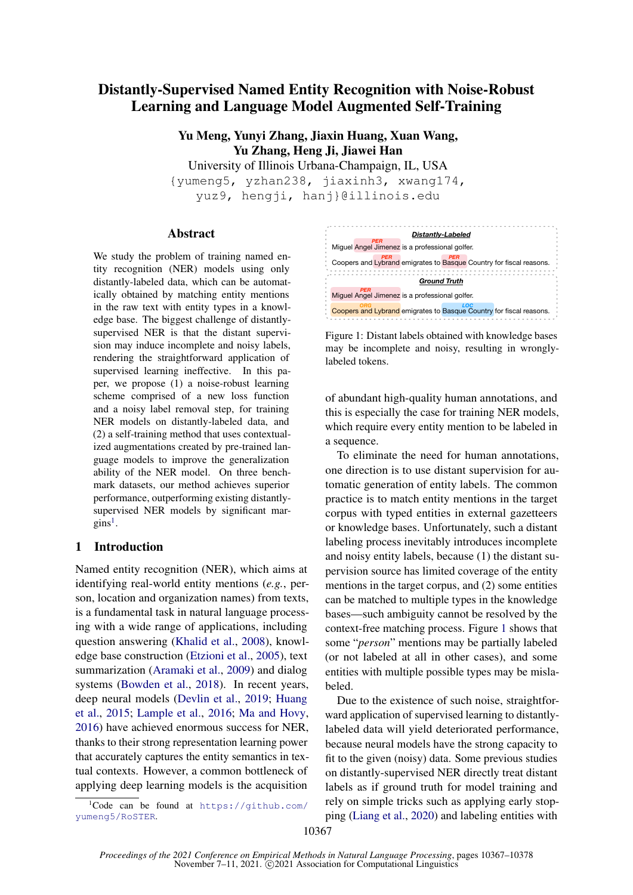# Distantly-Supervised Named Entity Recognition with Noise-Robust Learning and Language Model Augmented Self-Training

**Yu Meng, Yunyi Zhang, Jiaxin Huang, Xuan Wang, Yu Zhang, Heng Ji, Jiawei Han**

University of Illinois Urbana-Champaign, IL, USA

{yumeng5, yzhan238, jiaxinh3, xwang174, yuz9, hengji, hanj}@illinois.edu

## Abstract

We study the problem of training named entity recognition (NER) models using only distantly-labeled data, which can be automatically obtained by matching entity mentions in the raw text with entity types in a knowledge base. The biggest challenge of distantly-supervised NER is that the distant supervision may induce incomplete and noisy labels, rendering the straightforward application of supervised learning ineffective. In this paper, we propose (1) a noise-robust learning scheme comprised of a new loss function and a noisy label removal step, for training NER models on distantly-labeled data, and (2) a self-training method that uses contextualized augmentations created by pre-trained language models to improve the generalization ability of the NER model. On three benchmark datasets, our method achieves superior performance, outperforming existing distantly-supervised NER models by significant margins[1].

## 1 Introduction

Named entity recognition (NER), which aims at identifying real-world entity mentions (*e.g.*, person, location and organization names) from texts, is a fundamental task in natural language processing with a wide range of applications, including question answering (Khalid et al., 2008), knowledge base construction (Etzioni et al., 2005), text summarization (Aramaki et al., 2009) and dialog systems (Bowden et al., 2018). In recent years, deep neural models (Devlin et al., 2019; Huang et al., 2015; Lample et al., 2016; Ma and Hovy, 2016) have achieved enormous success for NER, thanks to their strong representation learning power that accurately captures the entity semantics in textual contexts. However, a common bottleneck of applying deep learning models is the acquisition of abundant high-quality human annotations, and this is especially the case for training NER models, which require every entity mention to be labeled in a sequence.

**Distantly-Labeled**

Miguel [Angel Jimenez]$_{PER}$ is a professional golfer.

Coopers and [Lybrand]$_{PER}$ emigrates to [Basque]$_{PER}$ Country for fiscal reasons.

**Ground Truth**

[Miguel Angel Jimenez]$_{PER}$ is a professional golfer.

[Coopers and Lybrand]$_{ORG}$ emigrates to [Basque Country]$_{LOC}$ for fiscal reasons.

Figure 1: Distant labels obtained with knowledge bases may be incomplete and noisy, resulting in wrongly-labeled tokens.

To eliminate the need for human annotations, one direction is to use distant supervision for automatic generation of entity labels. The common practice is to match entity mentions in the target corpus with typed entities in external gazetteers or knowledge bases. Unfortunately, such a distant labeling process inevitably introduces incomplete and noisy entity labels, because (1) the distant supervision source has limited coverage of the entity mentions in the target corpus, and (2) some entities can be matched to multiple types in the knowledge bases—such ambiguity cannot be resolved by the context-free matching process. Figure 1 shows that some "*person*" mentions may be partially labeled (or not labeled at all in other cases), and some entities with multiple possible types may be mislabeled.

Due to the existence of such noise, straightforward application of supervised learning to distantly-labeled data will yield deteriorated performance, because neural models have the strong capacity to fit to the given (noisy) data. Some previous studies on distantly-supervised NER directly treat distant labels as if ground truth for model training and rely on simple tricks such as applying early stopping (Liang et al., 2020) and labeling entities with

[1] Code can be found at https://github.com/yumeng5/RoSTER.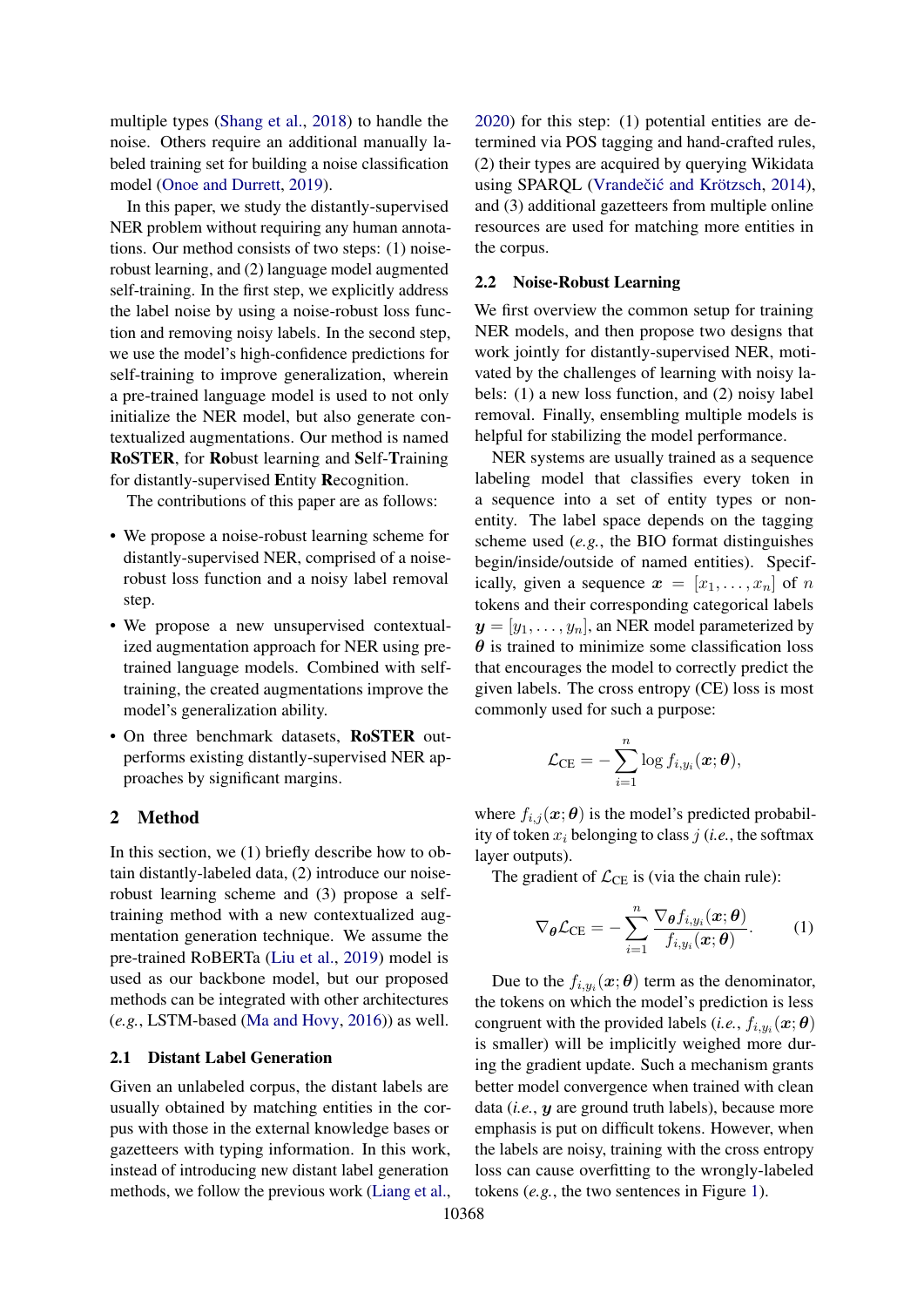multiple types (Shang et al., 2018) to handle the noise. Others require an additional manually labeled training set for building a noise classification model (Onoe and Durrett, 2019).

In this paper, we study the distantly-supervised NER problem without requiring any human annotations. Our method consists of two steps: (1) noise-robust learning, and (2) language model augmented self-training. In the first step, we explicitly address the label noise by using a noise-robust loss function and removing noisy labels. In the second step, we use the model's high-confidence predictions for self-training to improve generalization, wherein a pre-trained language model is used to not only initialize the NER model, but also generate contextualized augmentations. Our method is named **RoSTER**, for **Ro**bust learning and **S**elf-**T**raining for distantly-supervised **E**ntity **R**ecognition.

The contributions of this paper are as follows:

- We propose a noise-robust learning scheme for distantly-supervised NER, comprised of a noise-robust loss function and a noisy label removal step.
- We propose a new unsupervised contextualized augmentation approach for NER using pre-trained language models. Combined with self-training, the created augmentations improve the model's generalization ability.
- On three benchmark datasets, **RoSTER** outperforms existing distantly-supervised NER approaches by significant margins.

## 2 Method

In this section, we (1) briefly describe how to obtain distantly-labeled data, (2) introduce our noise-robust learning scheme and (3) propose a self-training method with a new contextualized augmentation generation technique. We assume the pre-trained RoBERTa (Liu et al., 2019) model is used as our backbone model, but our proposed methods can be integrated with other architectures (*e.g.*, LSTM-based (Ma and Hovy, 2016)) as well.

### 2.1 Distant Label Generation

Given an unlabeled corpus, the distant labels are usually obtained by matching entities in the corpus with those in the external knowledge bases or gazetteers with typing information. In this work, instead of introducing new distant label generation methods, we follow the previous work (Liang et al., 2020) for this step: (1) potential entities are determined via POS tagging and hand-crafted rules, (2) their types are acquired by querying Wikidata using SPARQL (Vrandečić and Krötzsch, 2014), and (3) additional gazetteers from multiple online resources are used for matching more entities in the corpus.

### 2.2 Noise-Robust Learning

We first overview the common setup for training NER models, and then propose two designs that work jointly for distantly-supervised NER, motivated by the challenges of learning with noisy labels: (1) a new loss function, and (2) noisy label removal. Finally, ensembling multiple models is helpful for stabilizing the model performance.

NER systems are usually trained as a sequence labeling model that classifies every token in a sequence into a set of entity types or non-entity. The label space depends on the tagging scheme used (*e.g.*, the BIO format distinguishes begin/inside/outside of named entities). Specifically, given a sequence $\boldsymbol{x} = [x_1, \dots, x_n]$ of $n$ tokens and their corresponding categorical labels $\boldsymbol{y} = [y_1, \dots, y_n]$, an NER model parameterized by $\boldsymbol{\theta}$ is trained to minimize some classification loss that encourages the model to correctly predict the given labels. The cross entropy (CE) loss is most commonly used for such a purpose:

$$\mathcal{L}_{\text{CE}} = -\sum_{i=1}^{n} \log f_{i,y_i}(\boldsymbol{x};\boldsymbol{\theta}),$$

where $f_{i,j}(\boldsymbol{x};\boldsymbol{\theta})$ is the model's predicted probability of token $x_i$ belonging to class $j$ (*i.e.*, the softmax layer outputs).

The gradient of $\mathcal{L}_{\text{CE}}$ is (via the chain rule):

$$\nabla_{\boldsymbol{\theta}} \mathcal{L}_{\text{CE}} = -\sum_{i=1}^{n} \frac{\nabla_{\boldsymbol{\theta}} f_{i,y_i}(\boldsymbol{x};\boldsymbol{\theta})}{f_{i,y_i}(\boldsymbol{x};\boldsymbol{\theta})}. \tag{1}$$

Due to the $f_{i,y_i}(\boldsymbol{x};\boldsymbol{\theta})$ term as the denominator, the tokens on which the model's prediction is less congruent with the provided labels (*i.e.*, $f_{i,y_i}(\boldsymbol{x};\boldsymbol{\theta})$ is smaller) will be implicitly weighed more during the gradient update. Such a mechanism grants better model convergence when trained with clean data (*i.e.*, $\boldsymbol{y}$ are ground truth labels), because more emphasis is put on difficult tokens. However, when the labels are noisy, training with the cross entropy loss can cause overfitting to the wrongly-labeled tokens (*e.g.*, the two sentences in Figure 1).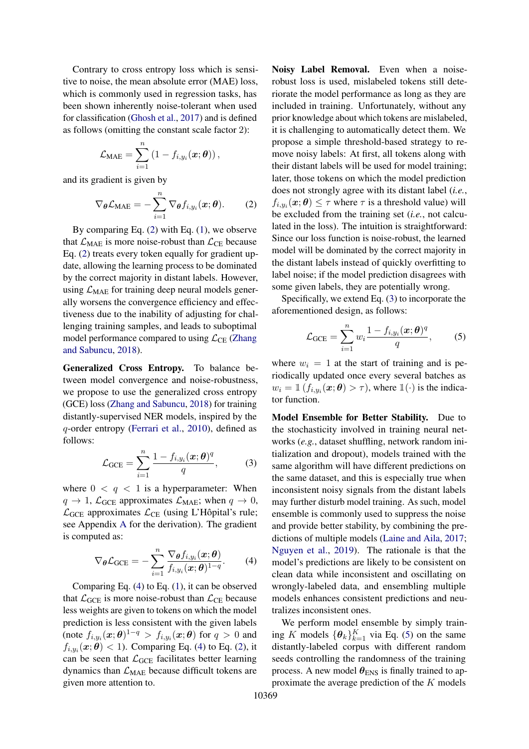Contrary to cross entropy loss which is sensitive to noise, the mean absolute error (MAE) loss, which is commonly used in regression tasks, has been shown inherently noise-tolerant when used for classification (Ghosh et al., 2017) and is defined as follows (omitting the constant scale factor 2):

$$\mathcal{L}_{\text{MAE}} = \sum_{i=1}^{n} \left(1 - f_{i,y_i}(\boldsymbol{x};\boldsymbol{\theta})\right),$$

and its gradient is given by

$$\nabla_{\boldsymbol{\theta}} \mathcal{L}_{\text{MAE}} = -\sum_{i=1}^{n} \nabla_{\boldsymbol{\theta}} f_{i,y_i}(\boldsymbol{x};\boldsymbol{\theta}). \tag{2}$$

By comparing Eq. (2) with Eq. (1), we observe that $\mathcal{L}_{\text{MAE}}$ is more noise-robust than $\mathcal{L}_{\text{CE}}$ because Eq. (2) treats every token equally for gradient update, allowing the learning process to be dominated by the correct majority in distant labels. However, using $\mathcal{L}_{\text{MAE}}$ for training deep neural models generally worsens the convergence efficiency and effectiveness due to the inability of adjusting for challenging training samples, and leads to suboptimal model performance compared to using $\mathcal{L}_{\text{CE}}$ (Zhang and Sabuncu, 2018).

**Generalized Cross Entropy.** To balance between model convergence and noise-robustness, we propose to use the generalized cross entropy (GCE) loss (Zhang and Sabuncu, 2018) for training distantly-supervised NER models, inspired by the $q$-order entropy (Ferrari et al., 2010), defined as follows:

$$\mathcal{L}_{\text{GCE}} = \sum_{i=1}^{n} \frac{1 - f_{i,y_i}(\boldsymbol{x};\boldsymbol{\theta})^q}{q}, \tag{3}$$

where $0 < q < 1$ is a hyperparameter: When $q \to 1$, $\mathcal{L}_{\text{GCE}}$ approximates $\mathcal{L}_{\text{MAE}}$; when $q \to 0$, $\mathcal{L}_{\text{GCE}}$ approximates $\mathcal{L}_{\text{CE}}$ (using L'Hôpital's rule; see Appendix A for the derivation). The gradient is computed as:

$$\nabla_{\boldsymbol{\theta}} \mathcal{L}_{\text{GCE}} = -\sum_{i=1}^{n} \frac{\nabla_{\boldsymbol{\theta}} f_{i,y_i}(\boldsymbol{x};\boldsymbol{\theta})}{f_{i,y_i}(\boldsymbol{x};\boldsymbol{\theta})^{1-q}}. \tag{4}$$

Comparing Eq. (4) to Eq. (1), it can be observed that $\mathcal{L}_{\text{GCE}}$ is more noise-robust than $\mathcal{L}_{\text{CE}}$ because less weights are given to tokens on which the model prediction is less consistent with the given labels (note $f_{i,y_i}(\boldsymbol{x};\boldsymbol{\theta})^{1-q} > f_{i,y_i}(\boldsymbol{x};\boldsymbol{\theta})$ for $q > 0$ and $f_{i,y_i}(\boldsymbol{x};\boldsymbol{\theta}) < 1$). Comparing Eq. (4) to Eq. (2), it can be seen that $\mathcal{L}_{\text{GCE}}$ facilitates better learning dynamics than $\mathcal{L}_{\text{MAE}}$ because difficult tokens are given more attention to.

**Noisy Label Removal.** Even when a noise-robust loss is used, mislabeled tokens still deteriorate the model performance as long as they are included in training. Unfortunately, without any prior knowledge about which tokens are mislabeled, it is challenging to automatically detect them. We propose a simple threshold-based strategy to remove noisy labels: At first, all tokens along with their distant labels will be used for model training; later, those tokens on which the model prediction does not strongly agree with its distant label (*i.e.*, $f_{i,y_i}(\boldsymbol{x};\boldsymbol{\theta}) \le \tau$ where $\tau$ is a threshold value) will be excluded from the training set (*i.e.*, not calculated in the loss). The intuition is straightforward: Since our loss function is noise-robust, the learned model will be dominated by the correct majority in the distant labels instead of quickly overfitting to label noise; if the model prediction disagrees with some given labels, they are potentially wrong.

Specifically, we extend Eq. (3) to incorporate the aforementioned design, as follows:

$$\mathcal{L}_{\text{GCE}} = \sum_{i=1}^{n} w_i \frac{1 - f_{i,y_i}(\boldsymbol{x};\boldsymbol{\theta})^q}{q}, \tag{5}$$

where $w_i = 1$ at the start of training and is periodically updated once every several batches as $w_i = \mathbb{1}\left(f_{i,y_i}(\boldsymbol{x};\boldsymbol{\theta}) > \tau\right)$, where $\mathbb{1}(\cdot)$ is the indicator function.

**Model Ensemble for Better Stability.** Due to the stochasticity involved in training neural networks (*e.g.*, dataset shuffling, network random initialization and dropout), models trained with the same algorithm will have different predictions on the same dataset, and this is especially true when inconsistent noisy signals from the distant labels may further disturb model training. As such, model ensemble is commonly used to suppress the noise and provide better stability, by combining the predictions of multiple models (Laine and Aila, 2017; Nguyen et al., 2019). The rationale is that the model's predictions are likely to be consistent on clean data while inconsistent and oscillating on wrongly-labeled data, and ensembling multiple models enhances consistent predictions and neutralizes inconsistent ones.

We perform model ensemble by simply training $K$ models $\{\boldsymbol{\theta}_k\}_{k=1}^{K}$ via Eq. (5) on the same distantly-labeled corpus with different random seeds controlling the randomness of the training process. A new model $\boldsymbol{\theta}_{\text{ENS}}$ is finally trained to approximate the average prediction of the $K$ models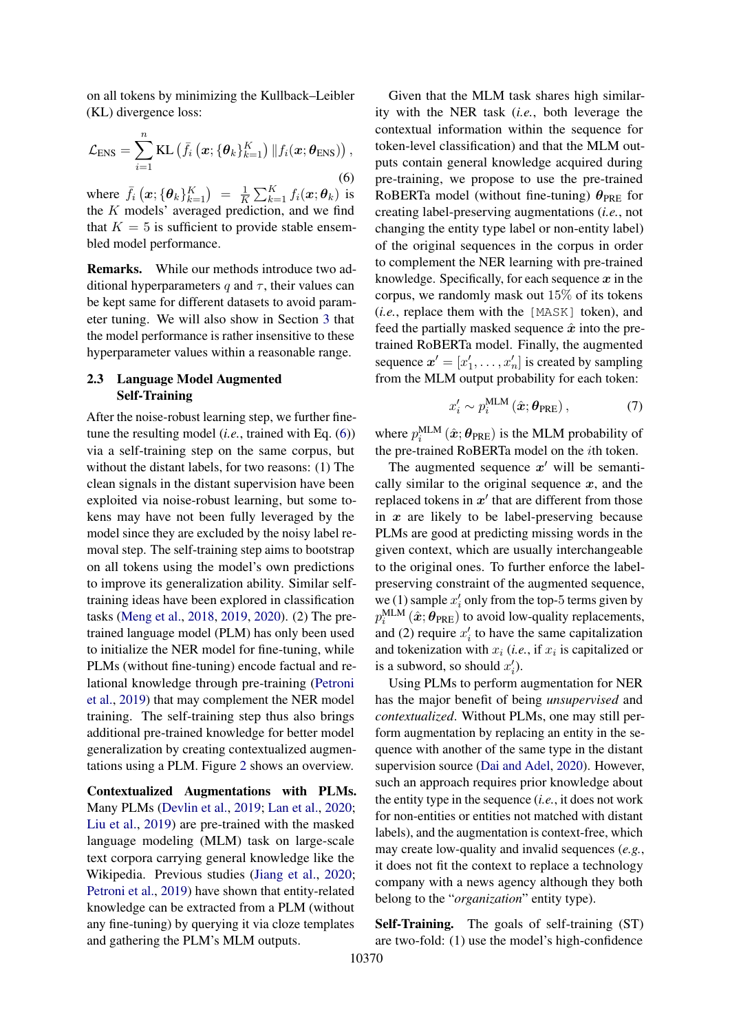on all tokens by minimizing the Kullback–Leibler (KL) divergence loss:

$$\mathcal{L}_{\text{ENS}} = \sum_{i=1}^{n} \text{KL}\left(\bar{f}_i\left(\boldsymbol{x}; \{\boldsymbol{\theta}_k\}_{k=1}^K\right) \| f_i(\boldsymbol{x}; \boldsymbol{\theta}_{\text{ENS}})\right), \tag{6}$$

where $\bar{f}_i\left(\boldsymbol{x}; \{\boldsymbol{\theta}_k\}_{k=1}^K\right) = \frac{1}{K}\sum_{k=1}^K f_i(\boldsymbol{x}; \boldsymbol{\theta}_k)$ is the $K$ models' averaged prediction, and we find that $K = 5$ is sufficient to provide stable ensembled model performance.

**Remarks.** While our methods introduce two additional hyperparameters $q$ and $\tau$, their values can be kept same for different datasets to avoid parameter tuning. We will also show in Section 3 that the model performance is rather insensitive to these hyperparameter values within a reasonable range.

## 2.3 Language Model Augmented Self-Training

After the noise-robust learning step, we further fine-tune the resulting model (*i.e.*, trained with Eq. (6)) via a self-training step on the same corpus, but without the distant labels, for two reasons: (1) The clean signals in the distant supervision have been exploited via noise-robust learning, but some tokens may have not been fully leveraged by the model since they are excluded by the noisy label removal step. The self-training step aims to bootstrap on all tokens using the model's own predictions to improve its generalization ability. Similar self-training ideas have been explored in classification tasks (Meng et al., 2018, 2019, 2020). (2) The pre-trained language model (PLM) has only been used to initialize the NER model for fine-tuning, while PLMs (without fine-tuning) encode factual and relational knowledge through pre-training (Petroni et al., 2019) that may complement the NER model training. The self-training step thus also brings additional pre-trained knowledge for better model generalization by creating contextualized augmentations using a PLM. Figure 2 shows an overview.

**Contextualized Augmentations with PLMs.** Many PLMs (Devlin et al., 2019; Lan et al., 2020; Liu et al., 2019) are pre-trained with the masked language modeling (MLM) task on large-scale text corpora carrying general knowledge like the Wikipedia. Previous studies (Jiang et al., 2020; Petroni et al., 2019) have shown that entity-related knowledge can be extracted from a PLM (without any fine-tuning) by querying it via cloze templates and gathering the PLM's MLM outputs.

Given that the MLM task shares high similarity with the NER task (*i.e.*, both leverage the contextual information within the sequence for token-level classification) and that the MLM outputs contain general knowledge acquired during pre-training, we propose to use the pre-trained RoBERTa model (without fine-tuning) $\boldsymbol{\theta}_{\text{PRE}}$ for creating label-preserving augmentations (*i.e.*, not changing the entity type label or non-entity label) of the original sequences in the corpus in order to complement the NER learning with pre-trained knowledge. Specifically, for each sequence $\boldsymbol{x}$ in the corpus, we randomly mask out 15% of its tokens (*i.e.*, replace them with the `[MASK]` token), and feed the partially masked sequence $\hat{\boldsymbol{x}}$ into the pre-trained RoBERTa model. Finally, the augmented sequence $\boldsymbol{x}' = [x'_1, \dots, x'_n]$ is created by sampling from the MLM output probability for each token:

$$x'_i \sim p_i^{\text{MLM}}\left(\hat{\boldsymbol{x}}; \boldsymbol{\theta}_{\text{PRE}}\right), \tag{7}$$

where $p_i^{\text{MLM}}\left(\hat{\boldsymbol{x}}; \boldsymbol{\theta}_{\text{PRE}}\right)$ is the MLM probability of the pre-trained RoBERTa model on the $i$th token.

The augmented sequence $\boldsymbol{x}'$ will be semantically similar to the original sequence $\boldsymbol{x}$, and the replaced tokens in $\boldsymbol{x}'$ that are different from those in $\boldsymbol{x}$ are likely to be label-preserving because PLMs are good at predicting missing words in the given context, which are usually interchangeable to the original ones. To further enforce the label-preserving constraint of the augmented sequence, we (1) sample $x'_i$ only from the top-5 terms given by $p_i^{\text{MLM}}\left(\hat{\boldsymbol{x}}; \boldsymbol{\theta}_{\text{PRE}}\right)$ to avoid low-quality replacements, and (2) require $x'_i$ to have the same capitalization and tokenization with $x_i$ (*i.e.*, if $x_i$ is capitalized or is a subword, so should $x'_i$).

Using PLMs to perform augmentation for NER has the major benefit of being *unsupervised* and *contextualized*. Without PLMs, one may still perform augmentation by replacing an entity in the sequence with another of the same type in the distant supervision source (Dai and Adel, 2020). However, such an approach requires prior knowledge about the entity type in the sequence (*i.e.*, it does not work for non-entities or entities not matched with distant labels), and the augmentation is context-free, which may create low-quality and invalid sequences (*e.g.*, it does not fit the context to replace a technology company with a news agency although they both belong to the "*organization*" entity type).

**Self-Training.** The goals of self-training (ST) are two-fold: (1) use the model's high-confidence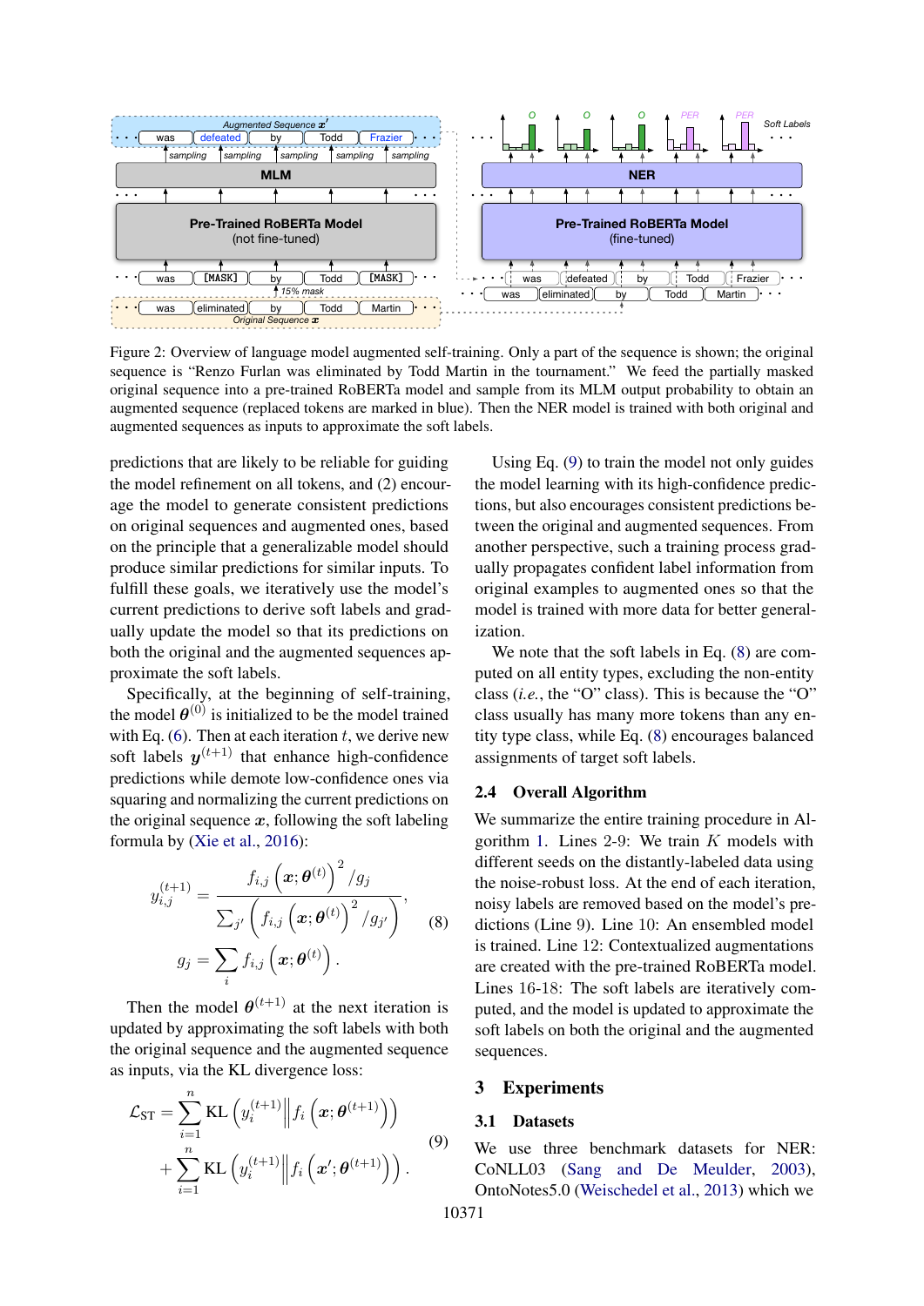Figure 2: Overview of language model augmented self-training. Only a part of the sequence is shown; the original sequence is "Renzo Furlan was eliminated by Todd Martin in the tournament." We feed the partially masked original sequence into a pre-trained RoBERTa model and sample from its MLM output probability to obtain an augmented sequence (replaced tokens are marked in blue). Then the NER model is trained with both original and augmented sequences as inputs to approximate the soft labels.

predictions that are likely to be reliable for guiding the model refinement on all tokens, and (2) encourage the model to generate consistent predictions on original sequences and augmented ones, based on the principle that a generalizable model should produce similar predictions for similar inputs. To fulfill these goals, we iteratively use the model's current predictions to derive soft labels and gradually update the model so that its predictions on both the original and the augmented sequences approximate the soft labels.

Specifically, at the beginning of self-training, the model $\boldsymbol{\theta}^{(0)}$ is initialized to be the model trained with Eq. (6). Then at each iteration $t$, we derive new soft labels $\boldsymbol{y}^{(t+1)}$ that enhance high-confidence predictions while demote low-confidence ones via squaring and normalizing the current predictions on the original sequence $\boldsymbol{x}$, following the soft labeling formula by (Xie et al., 2016):

$$
y_{i,j}^{(t+1)} = \frac{f_{i,j}\left(\boldsymbol{x};\boldsymbol{\theta}^{(t)}\right)^2 / g_j}{\sum_{j'}\left(f_{i,j}\left(\boldsymbol{x};\boldsymbol{\theta}^{(t)}\right)^2 / g_{j'}\right)}, \qquad g_j = \sum_i f_{i,j}\left(\boldsymbol{x};\boldsymbol{\theta}^{(t)}\right). \tag{8}
$$

Then the model $\boldsymbol{\theta}^{(t+1)}$ at the next iteration is updated by approximating the soft labels with both the original sequence and the augmented sequence as inputs, via the KL divergence loss:

$$
\mathcal{L}_{\text{ST}} = \sum_{i=1}^{n} \text{KL}\left(y_i^{(t+1)} \middle\| f_i\left(\boldsymbol{x};\boldsymbol{\theta}^{(t+1)}\right)\right) + \sum_{i=1}^{n} \text{KL}\left(y_i^{(t+1)} \middle\| f_i\left(\boldsymbol{x}';\boldsymbol{\theta}^{(t+1)}\right)\right). \tag{9}
$$

Using Eq. (9) to train the model not only guides the model learning with its high-confidence predictions, but also encourages consistent predictions between the original and augmented sequences. From another perspective, such a training process gradually propagates confident label information from original examples to augmented ones so that the model is trained with more data for better generalization.

We note that the soft labels in Eq. (8) are computed on all entity types, excluding the non-entity class (*i.e.*, the "O" class). This is because the "O" class usually has many more tokens than any entity type class, while Eq. (8) encourages balanced assignments of target soft labels.

## 2.4 Overall Algorithm

We summarize the entire training procedure in Algorithm 1. Lines 2-9: We train $K$ models with different seeds on the distantly-labeled data using the noise-robust loss. At the end of each iteration, noisy labels are removed based on the model's predictions (Line 9). Line 10: An ensembled model is trained. Line 12: Contextualized augmentations are created with the pre-trained RoBERTa model. Lines 16-18: The soft labels are iteratively computed, and the model is updated to approximate the soft labels on both the original and the augmented sequences.

# 3 Experiments

## 3.1 Datasets

We use three benchmark datasets for NER: CoNLL03 (Sang and De Meulder, 2003), OntoNotes5.0 (Weischedel et al., 2013) which we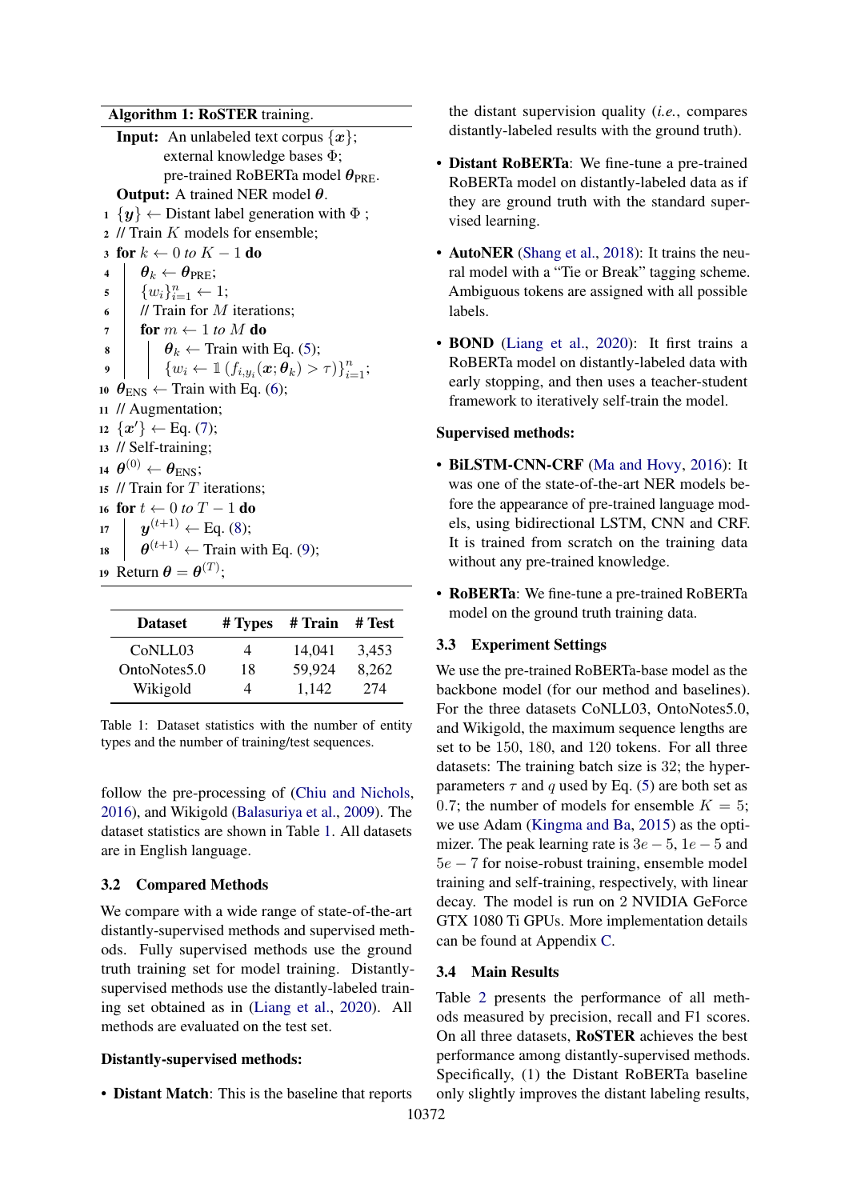**Algorithm 1: RoSTER training.**

**Input:** An unlabeled text corpus $\{\boldsymbol{x}\}$; external knowledge bases $\Phi$; pre-trained RoBERTa model $\boldsymbol{\theta}_{\text{PRE}}$.
**Output:** A trained NER model $\boldsymbol{\theta}$.

```
1  {y} ← Distant label generation with Φ ;
2  // Train K models for ensemble;
3  for k ← 0 to K − 1 do
4      θ_k ← θ_PRE;
5      {w_i}_{i=1}^n ← 1;
6      // Train for M iterations;
7      for m ← 1 to M do
8          θ_k ← Train with Eq. (5);
9          {w_i ← 𝟙(f_{i,y_i}(x; θ_k) > τ)}_{i=1}^n;
10 θ_ENS ← Train with Eq. (6);
11 // Augmentation;
12 {x'} ← Eq. (7);
13 // Self-training;
14 θ^(0) ← θ_ENS;
15 // Train for T iterations;
16 for t ← 0 to T − 1 do
17     y^(t+1) ← Eq. (8);
18     θ^(t+1) ← Train with Eq. (9);
19 Return θ = θ^(T);
```

| Dataset | # Types | # Train | # Test |
|---|---|---|---|
| CoNLL03 | 4 | 14,041 | 3,453 |
| OntoNotes5.0 | 18 | 59,924 | 8,262 |
| Wikigold | 4 | 1,142 | 274 |

Table 1: Dataset statistics with the number of entity types and the number of training/test sequences.

follow the pre-processing of (Chiu and Nichols, 2016), and Wikigold (Balasuriya et al., 2009). The dataset statistics are shown in Table 1. All datasets are in English language.

### 3.2 Compared Methods

We compare with a wide range of state-of-the-art distantly-supervised methods and supervised methods. Fully supervised methods use the ground truth training set for model training. Distantly-supervised methods use the distantly-labeled training set obtained as in (Liang et al., 2020). All methods are evaluated on the test set.

**Distantly-supervised methods:**

- **Distant Match**: This is the baseline that reports the distant supervision quality (*i.e.*, compares distantly-labeled results with the ground truth).
- **Distant RoBERTa**: We fine-tune a pre-trained RoBERTa model on distantly-labeled data as if they are ground truth with the standard supervised learning.
- **AutoNER** (Shang et al., 2018): It trains the neural model with a "Tie or Break" tagging scheme. Ambiguous tokens are assigned with all possible labels.
- **BOND** (Liang et al., 2020): It first trains a RoBERTa model on distantly-labeled data with early stopping, and then uses a teacher-student framework to iteratively self-train the model.

**Supervised methods:**

- **BiLSTM-CNN-CRF** (Ma and Hovy, 2016): It was one of the state-of-the-art NER models before the appearance of pre-trained language models, using bidirectional LSTM, CNN and CRF. It is trained from scratch on the training data without any pre-trained knowledge.
- **RoBERTa**: We fine-tune a pre-trained RoBERTa model on the ground truth training data.

### 3.3 Experiment Settings

We use the pre-trained RoBERTa-base model as the backbone model (for our method and baselines). For the three datasets CoNLL03, OntoNotes5.0, and Wikigold, the maximum sequence lengths are set to be 150, 180, and 120 tokens. For all three datasets: The training batch size is 32; the hyperparameters $\tau$ and $q$ used by Eq. (5) are both set as $0.7$; the number of models for ensemble $K = 5$; we use Adam (Kingma and Ba, 2015) as the optimizer. The peak learning rate is $3e-5$, $1e-5$ and $5e-7$ for noise-robust training, ensemble model training and self-training, respectively, with linear decay. The model is run on 2 NVIDIA GeForce GTX 1080 Ti GPUs. More implementation details can be found at Appendix C.

### 3.4 Main Results

Table 2 presents the performance of all methods measured by precision, recall and F1 scores. On all three datasets, **RoSTER** achieves the best performance among distantly-supervised methods. Specifically, (1) the Distant RoBERTa baseline only slightly improves the distant labeling results,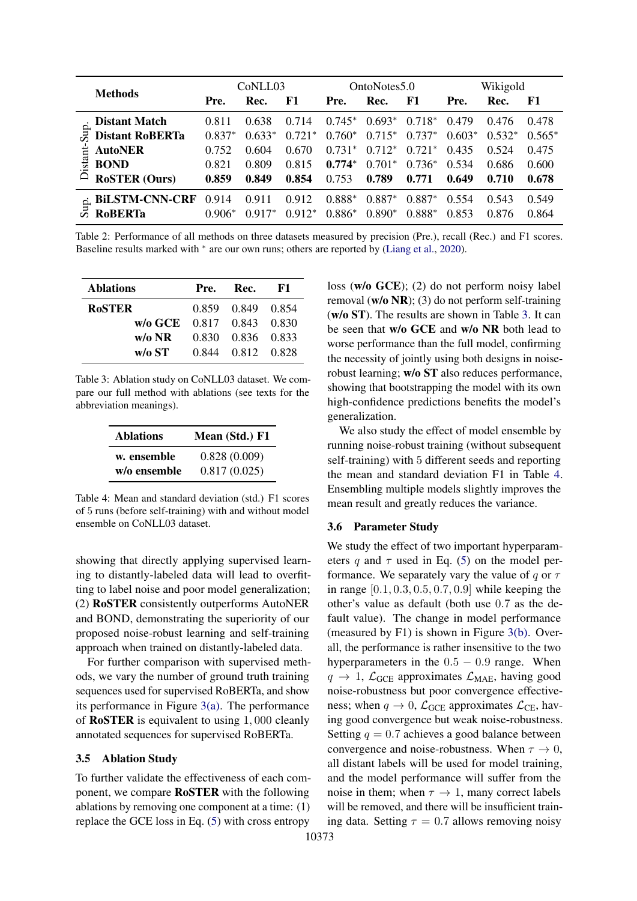| | Methods | CoNLL03 | | | OntoNotes5.0 | | | Wikigold | | |
|---|---|---|---|---|---|---|---|---|---|---|
| | | Pre. | Rec. | F1 | Pre. | Rec. | F1 | Pre. | Rec. | F1 |
| Distant-Sup. | **Distant Match** | 0.811 | 0.638 | 0.714 | 0.745* | 0.693* | 0.718* | 0.479 | 0.476 | 0.478 |
| | **Distant RoBERTa** | 0.837* | 0.633* | 0.721* | 0.760* | 0.715* | 0.737* | 0.603* | 0.532* | 0.565* |
| | **AutoNER** | 0.752 | 0.604 | 0.670 | 0.731* | 0.712* | 0.721* | 0.435 | 0.524 | 0.475 |
| | **BOND** | 0.821 | 0.809 | 0.815 | **0.774*** | 0.701* | 0.736* | 0.534 | 0.686 | 0.600 |
| | **RoSTER (Ours)** | **0.859** | **0.849** | **0.854** | 0.753 | **0.789** | **0.771** | **0.649** | **0.710** | **0.678** |
| Sup. | **BiLSTM-CNN-CRF** | 0.914 | 0.911 | 0.912 | 0.888* | 0.887* | 0.887* | 0.554 | 0.543 | 0.549 |
| | **RoBERTa** | 0.906* | 0.917* | 0.912* | 0.886* | 0.890* | 0.888* | 0.853 | 0.876 | 0.864 |

Table 2: Performance of all methods on three datasets measured by precision (Pre.), recall (Rec.) and F1 scores. Baseline results marked with * are our own runs; others are reported by (Liang et al., 2020).

| Ablations | Pre. | Rec. | F1 |
|---|---|---|---|
| **RoSTER** | 0.859 | 0.849 | 0.854 |
| **w/o GCE** | 0.817 | 0.843 | 0.830 |
| **w/o NR** | 0.830 | 0.836 | 0.833 |
| **w/o ST** | 0.844 | 0.812 | 0.828 |

Table 3: Ablation study on CoNLL03 dataset. We compare our full method with ablations (see texts for the abbreviation meanings).

| Ablations | Mean (Std.) F1 |
|---|---|
| **w. ensemble** | 0.828 (0.009) |
| **w/o ensemble** | 0.817 (0.025) |

Table 4: Mean and standard deviation (std.) F1 scores of 5 runs (before self-training) with and without model ensemble on CoNLL03 dataset.

showing that directly applying supervised learning to distantly-labeled data will lead to overfitting to label noise and poor model generalization; (2) **RoSTER** consistently outperforms AutoNER and BOND, demonstrating the superiority of our proposed noise-robust learning and self-training approach when trained on distantly-labeled data.

For further comparison with supervised methods, we vary the number of ground truth training sequences used for supervised RoBERTa, and show its performance in Figure 3(a). The performance of **RoSTER** is equivalent to using 1,000 cleanly annotated sequences for supervised RoBERTa.

### 3.5 Ablation Study

To further validate the effectiveness of each component, we compare **RoSTER** with the following ablations by removing one component at a time: (1) replace the GCE loss in Eq. (5) with cross entropy loss (**w/o GCE**); (2) do not perform noisy label removal (**w/o NR**); (3) do not perform self-training (**w/o ST**). The results are shown in Table 3. It can be seen that **w/o GCE** and **w/o NR** both lead to worse performance than the full model, confirming the necessity of jointly using both designs in noise-robust learning; **w/o ST** also reduces performance, showing that bootstrapping the model with its own high-confidence predictions benefits the model's generalization.

We also study the effect of model ensemble by running noise-robust training (without subsequent self-training) with 5 different seeds and reporting the mean and standard deviation F1 in Table 4. Ensembling multiple models slightly improves the mean result and greatly reduces the variance.

### 3.6 Parameter Study

We study the effect of two important hyperparameters $q$ and $\tau$ used in Eq. (5) on the model performance. We separately vary the value of $q$ or $\tau$ in range $[0.1, 0.3, 0.5, 0.7, 0.9]$ while keeping the other's value as default (both use 0.7 as the default value). The change in model performance (measured by F1) is shown in Figure 3(b). Overall, the performance is rather insensitive to the two hyperparameters in the $0.5 - 0.9$ range. When $q \to 1$, $\mathcal{L}_{\text{GCE}}$ approximates $\mathcal{L}_{\text{MAE}}$, having good noise-robustness but poor convergence effectiveness; when $q \to 0$, $\mathcal{L}_{\text{GCE}}$ approximates $\mathcal{L}_{\text{CE}}$, having good convergence but weak noise-robustness. Setting $q = 0.7$ achieves a good balance between convergence and noise-robustness. When $\tau \to 0$, all distant labels will be used for model training, and the model performance will suffer from the noise in them; when $\tau \to 1$, many correct labels will be removed, and there will be insufficient training data. Setting $\tau = 0.7$ allows removing noisy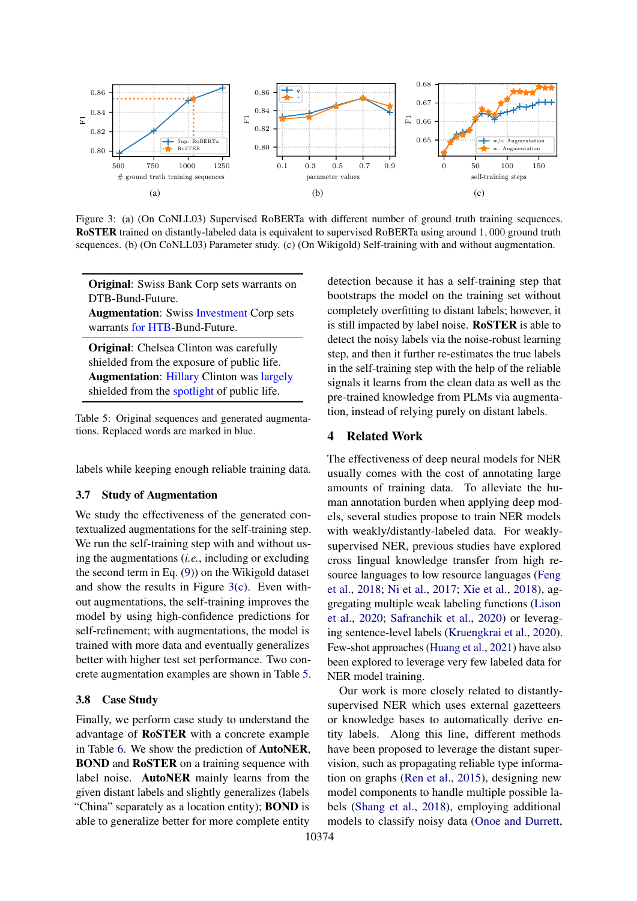Figure 3: (a) (On CoNLL03) Supervised RoBERTa with different number of ground truth training sequences. **RoSTER** trained on distantly-labeled data is equivalent to supervised RoBERTa using around 1,000 ground truth sequences. (b) (On CoNLL03) Parameter study. (c) (On Wikigold) Self-training with and without augmentation.

| |
|---|
| **Original**: Swiss Bank Corp sets warrants on DTB-Bund-Future. **Augmentation**: Swiss Investment Corp sets warrants for HTB-Bund-Future. |
| **Original**: Chelsea Clinton was carefully shielded from the exposure of public life. **Augmentation**: Hillary Clinton was largely shielded from the spotlight of public life. |

Table 5: Original sequences and generated augmentations. Replaced words are marked in blue.

labels while keeping enough reliable training data.

### 3.7 Study of Augmentation

We study the effectiveness of the generated contextualized augmentations for the self-training step. We run the self-training step with and without using the augmentations (*i.e.*, including or excluding the second term in Eq. (9)) on the Wikigold dataset and show the results in Figure 3(c). Even without augmentations, the self-training improves the model by using high-confidence predictions for self-refinement; with augmentations, the model is trained with more data and eventually generalizes better with higher test set performance. Two concrete augmentation examples are shown in Table 5.

### 3.8 Case Study

Finally, we perform case study to understand the advantage of **RoSTER** with a concrete example in Table 6. We show the prediction of **AutoNER**, **BOND** and **RoSTER** on a training sequence with label noise. **AutoNER** mainly learns from the given distant labels and slightly generalizes (labels "China" separately as a location entity); **BOND** is able to generalize better for more complete entity detection because it has a self-training step that bootstraps the model on the training set without completely overfitting to distant labels; however, it is still impacted by label noise. **RoSTER** is able to detect the noisy labels via the noise-robust learning step, and then it further re-estimates the true labels in the self-training step with the help of the reliable signals it learns from the clean data as well as the pre-trained knowledge from PLMs via augmentation, instead of relying purely on distant labels.

## 4 Related Work

The effectiveness of deep neural models for NER usually comes with the cost of annotating large amounts of training data. To alleviate the human annotation burden when applying deep models, several studies propose to train NER models with weakly/distantly-labeled data. For weakly-supervised NER, previous studies have explored cross lingual knowledge transfer from high resource languages to low resource languages (Feng et al., 2018; Ni et al., 2017; Xie et al., 2018), aggregating multiple weak labeling functions (Lison et al., 2020; Safranchik et al., 2020) or leveraging sentence-level labels (Kruengkrai et al., 2020). Few-shot approaches (Huang et al., 2021) have also been explored to leverage very few labeled data for NER model training.

Our work is more closely related to distantly-supervised NER which uses external gazetteers or knowledge bases to automatically derive entity labels. Along this line, different methods have been proposed to leverage the distant supervision, such as propagating reliable type information on graphs (Ren et al., 2015), designing new model components to handle multiple possible labels (Shang et al., 2018), employing additional models to classify noisy data (Onoe and Durrett,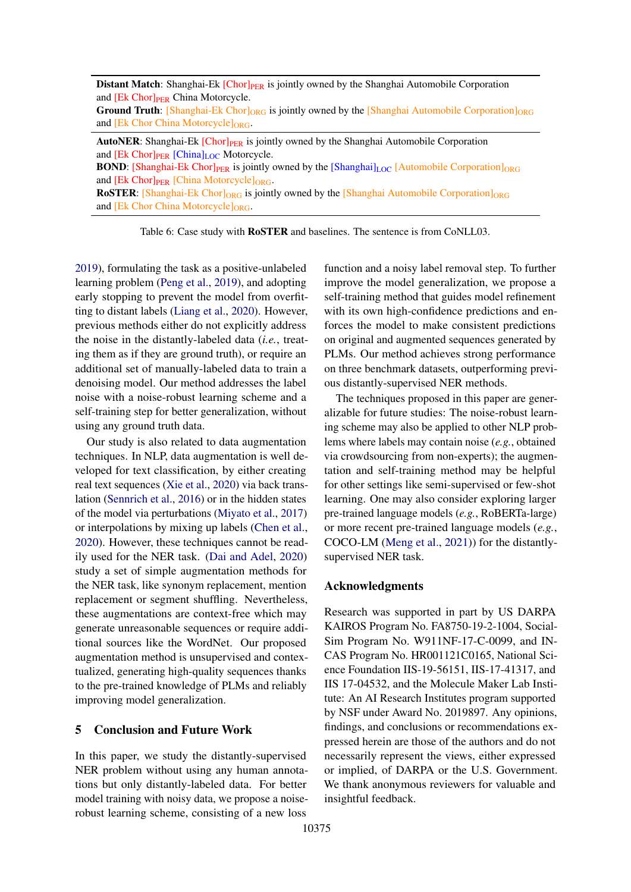**Distant Match**: Shanghai-Ek [Chor]$_{\text{PER}}$ is jointly owned by the Shanghai Automobile Corporation and [Ek Chor]$_{\text{PER}}$ China Motorcycle.
**Ground Truth**: [Shanghai-Ek Chor]$_{\text{ORG}}$ is jointly owned by the [Shanghai Automobile Corporation]$_{\text{ORG}}$ and [Ek Chor China Motorcycle]$_{\text{ORG}}$.

**AutoNER**: Shanghai-Ek [Chor]$_{\text{PER}}$ is jointly owned by the Shanghai Automobile Corporation and [Ek Chor]$_{\text{PER}}$ [China]$_{\text{LOC}}$ Motorcycle.
**BOND**: [Shanghai-Ek Chor]$_{\text{PER}}$ is jointly owned by the [Shanghai]$_{\text{LOC}}$ [Automobile Corporation]$_{\text{ORG}}$ and [Ek Chor]$_{\text{PER}}$ [China Motorcycle]$_{\text{ORG}}$.
**RoSTER**: [Shanghai-Ek Chor]$_{\text{ORG}}$ is jointly owned by the [Shanghai Automobile Corporation]$_{\text{ORG}}$ and [Ek Chor China Motorcycle]$_{\text{ORG}}$.

Table 6: Case study with **RoSTER** and baselines. The sentence is from CoNLL03.

2019), formulating the task as a positive-unlabeled learning problem (Peng et al., 2019), and adopting early stopping to prevent the model from overfitting to distant labels (Liang et al., 2020). However, previous methods either do not explicitly address the noise in the distantly-labeled data (*i.e.*, treating them as if they are ground truth), or require an additional set of manually-labeled data to train a denoising model. Our method addresses the label noise with a noise-robust learning scheme and a self-training step for better generalization, without using any ground truth data.

Our study is also related to data augmentation techniques. In NLP, data augmentation is well developed for text classification, by either creating real text sequences (Xie et al., 2020) via back translation (Sennrich et al., 2016) or in the hidden states of the model via perturbations (Miyato et al., 2017) or interpolations by mixing up labels (Chen et al., 2020). However, these techniques cannot be readily used for the NER task. (Dai and Adel, 2020) study a set of simple augmentation methods for the NER task, like synonym replacement, mention replacement or segment shuffling. Nevertheless, these augmentations are context-free which may generate unreasonable sequences or require additional sources like the WordNet. Our proposed augmentation method is unsupervised and contextualized, generating high-quality sequences thanks to the pre-trained knowledge of PLMs and reliably improving model generalization.

## 5 Conclusion and Future Work

In this paper, we study the distantly-supervised NER problem without using any human annotations but only distantly-labeled data. For better model training with noisy data, we propose a noise-robust learning scheme, consisting of a new loss function and a noisy label removal step. To further improve the model generalization, we propose a self-training method that guides model refinement with its own high-confidence predictions and enforces the model to make consistent predictions on original and augmented sequences generated by PLMs. Our method achieves strong performance on three benchmark datasets, outperforming previous distantly-supervised NER methods.

The techniques proposed in this paper are generalizable for future studies: The noise-robust learning scheme may also be applied to other NLP problems where labels may contain noise (*e.g.*, obtained via crowdsourcing from non-experts); the augmentation and self-training method may be helpful for other settings like semi-supervised or few-shot learning. One may also consider exploring larger pre-trained language models (*e.g.*, RoBERTa-large) or more recent pre-trained language models (*e.g.*, COCO-LM (Meng et al., 2021)) for the distantly-supervised NER task.

## Acknowledgments

Research was supported in part by US DARPA KAIROS Program No. FA8750-19-2-1004, SocialSim Program No. W911NF-17-C-0099, and INCAS Program No. HR001121C0165, National Science Foundation IIS-19-56151, IIS-17-41317, and IIS 17-04532, and the Molecule Maker Lab Institute: An AI Research Institutes program supported by NSF under Award No. 2019897. Any opinions, findings, and conclusions or recommendations expressed herein are those of the authors and do not necessarily represent the views, either expressed or implied, of DARPA or the U.S. Government. We thank anonymous reviewers for valuable and insightful feedback.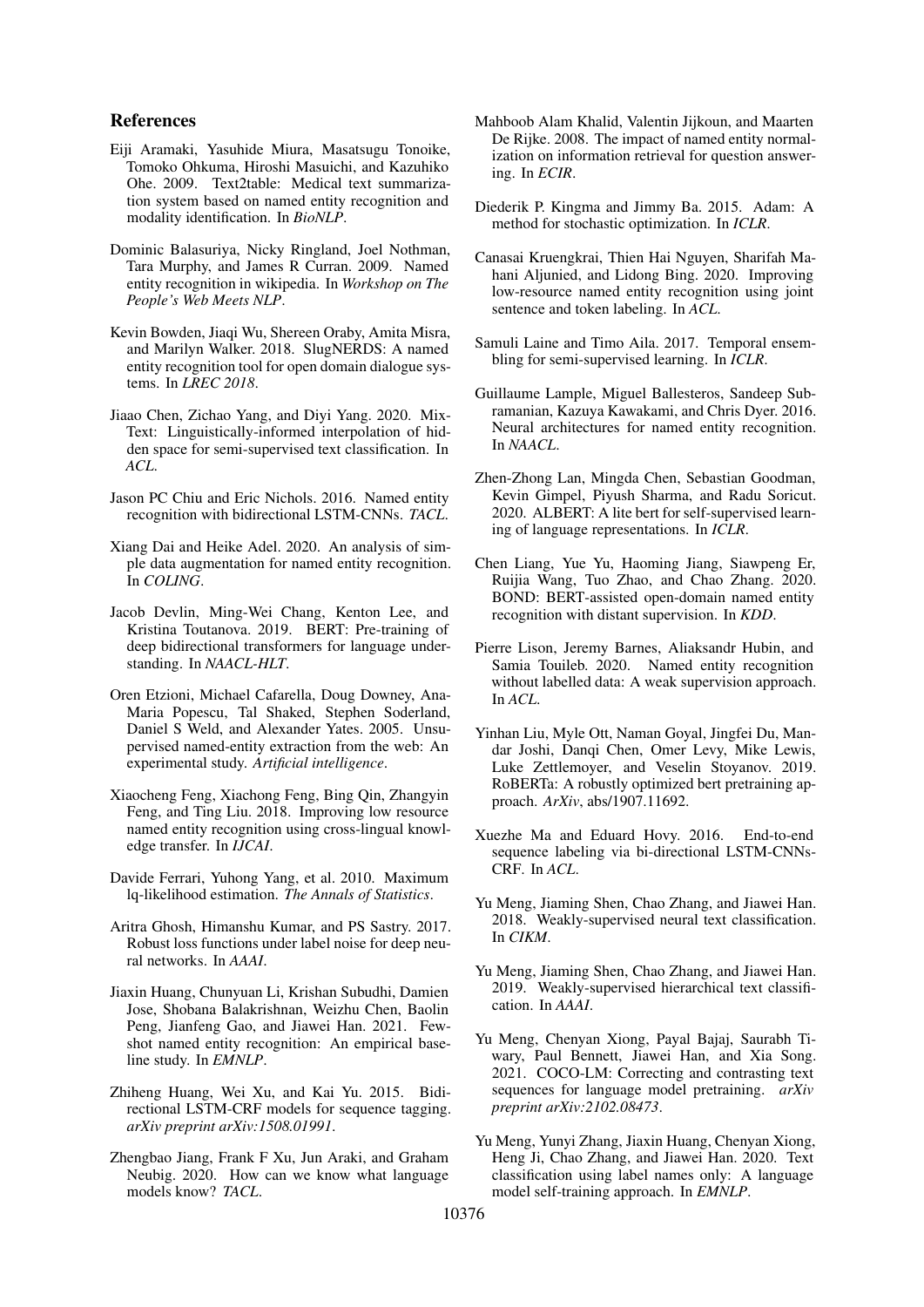## References

Eiji Aramaki, Yasuhide Miura, Masatsugu Tonoike, Tomoko Ohkuma, Hiroshi Masuichi, and Kazuhiko Ohe. 2009. Text2table: Medical text summarization system based on named entity recognition and modality identification. In *BioNLP*.

Dominic Balasuriya, Nicky Ringland, Joel Nothman, Tara Murphy, and James R Curran. 2009. Named entity recognition in wikipedia. In *Workshop on The People's Web Meets NLP*.

Kevin Bowden, Jiaqi Wu, Shereen Oraby, Amita Misra, and Marilyn Walker. 2018. SlugNERDS: A named entity recognition tool for open domain dialogue systems. In *LREC 2018*.

Jiaao Chen, Zichao Yang, and Diyi Yang. 2020. Mix-Text: Linguistically-informed interpolation of hidden space for semi-supervised text classification. In *ACL*.

Jason PC Chiu and Eric Nichols. 2016. Named entity recognition with bidirectional LSTM-CNNs. *TACL*.

Xiang Dai and Heike Adel. 2020. An analysis of simple data augmentation for named entity recognition. In *COLING*.

Jacob Devlin, Ming-Wei Chang, Kenton Lee, and Kristina Toutanova. 2019. BERT: Pre-training of deep bidirectional transformers for language understanding. In *NAACL-HLT*.

Oren Etzioni, Michael Cafarella, Doug Downey, Ana-Maria Popescu, Tal Shaked, Stephen Soderland, Daniel S Weld, and Alexander Yates. 2005. Unsupervised named-entity extraction from the web: An experimental study. *Artificial intelligence*.

Xiaocheng Feng, Xiachong Feng, Bing Qin, Zhangyin Feng, and Ting Liu. 2018. Improving low resource named entity recognition using cross-lingual knowledge transfer. In *IJCAI*.

Davide Ferrari, Yuhong Yang, et al. 2010. Maximum lq-likelihood estimation. *The Annals of Statistics*.

Aritra Ghosh, Himanshu Kumar, and PS Sastry. 2017. Robust loss functions under label noise for deep neural networks. In *AAAI*.

Jiaxin Huang, Chunyuan Li, Krishan Subudhi, Damien Jose, Shobana Balakrishnan, Weizhu Chen, Baolin Peng, Jianfeng Gao, and Jiawei Han. 2021. Few-shot named entity recognition: An empirical baseline study. In *EMNLP*.

Zhiheng Huang, Wei Xu, and Kai Yu. 2015. Bidirectional LSTM-CRF models for sequence tagging. *arXiv preprint arXiv:1508.01991*.

Zhengbao Jiang, Frank F Xu, Jun Araki, and Graham Neubig. 2020. How can we know what language models know? *TACL*.

Mahboob Alam Khalid, Valentin Jijkoun, and Maarten De Rijke. 2008. The impact of named entity normalization on information retrieval for question answering. In *ECIR*.

Diederik P. Kingma and Jimmy Ba. 2015. Adam: A method for stochastic optimization. In *ICLR*.

Canasai Kruengkrai, Thien Hai Nguyen, Sharifah Mahani Aljunied, and Lidong Bing. 2020. Improving low-resource named entity recognition using joint sentence and token labeling. In *ACL*.

Samuli Laine and Timo Aila. 2017. Temporal ensembling for semi-supervised learning. In *ICLR*.

Guillaume Lample, Miguel Ballesteros, Sandeep Subramanian, Kazuya Kawakami, and Chris Dyer. 2016. Neural architectures for named entity recognition. In *NAACL*.

Zhen-Zhong Lan, Mingda Chen, Sebastian Goodman, Kevin Gimpel, Piyush Sharma, and Radu Soricut. 2020. ALBERT: A lite bert for self-supervised learning of language representations. In *ICLR*.

Chen Liang, Yue Yu, Haoming Jiang, Siawpeng Er, Ruijia Wang, Tuo Zhao, and Chao Zhang. 2020. BOND: BERT-assisted open-domain named entity recognition with distant supervision. In *KDD*.

Pierre Lison, Jeremy Barnes, Aliaksandr Hubin, and Samia Touileb. 2020. Named entity recognition without labelled data: A weak supervision approach. In *ACL*.

Yinhan Liu, Myle Ott, Naman Goyal, Jingfei Du, Mandar Joshi, Danqi Chen, Omer Levy, Mike Lewis, Luke Zettlemoyer, and Veselin Stoyanov. 2019. RoBERTa: A robustly optimized bert pretraining approach. *ArXiv*, abs/1907.11692.

Xuezhe Ma and Eduard Hovy. 2016. End-to-end sequence labeling via bi-directional LSTM-CNNs-CRF. In *ACL*.

Yu Meng, Jiaming Shen, Chao Zhang, and Jiawei Han. 2018. Weakly-supervised neural text classification. In *CIKM*.

Yu Meng, Jiaming Shen, Chao Zhang, and Jiawei Han. 2019. Weakly-supervised hierarchical text classification. In *AAAI*.

Yu Meng, Chenyan Xiong, Payal Bajaj, Saurabh Tiwary, Paul Bennett, Jiawei Han, and Xia Song. 2021. COCO-LM: Correcting and contrasting text sequences for language model pretraining. *arXiv preprint arXiv:2102.08473*.

Yu Meng, Yunyi Zhang, Jiaxin Huang, Chenyan Xiong, Heng Ji, Chao Zhang, and Jiawei Han. 2020. Text classification using label names only: A language model self-training approach. In *EMNLP*.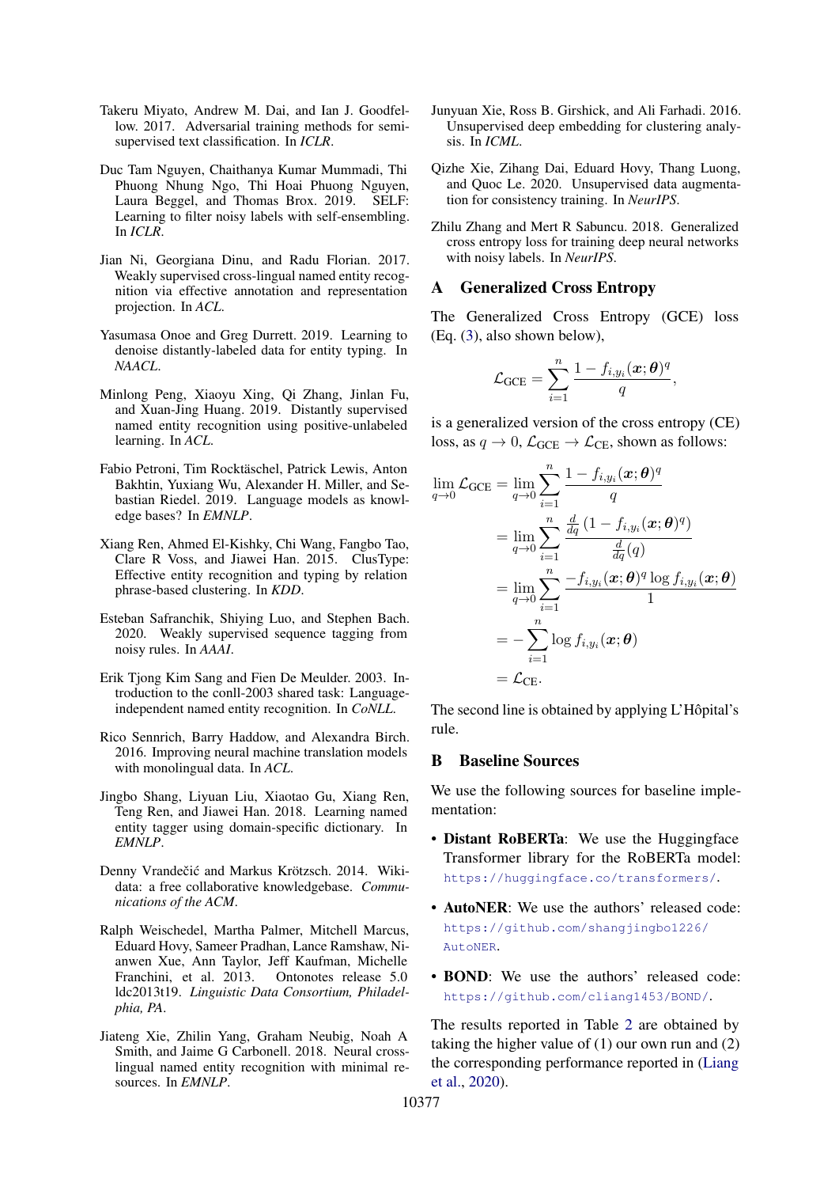Takeru Miyato, Andrew M. Dai, and Ian J. Goodfellow. 2017. Adversarial training methods for semi-supervised text classification. In *ICLR*.

Duc Tam Nguyen, Chaithanya Kumar Mummadi, Thi Phuong Nhung Ngo, Thi Hoai Phuong Nguyen, Laura Beggel, and Thomas Brox. 2019. SELF: Learning to filter noisy labels with self-ensembling. In *ICLR*.

Jian Ni, Georgiana Dinu, and Radu Florian. 2017. Weakly supervised cross-lingual named entity recognition via effective annotation and representation projection. In *ACL*.

Yasumasa Onoe and Greg Durrett. 2019. Learning to denoise distantly-labeled data for entity typing. In *NAACL*.

Minlong Peng, Xiaoyu Xing, Qi Zhang, Jinlan Fu, and Xuan-Jing Huang. 2019. Distantly supervised named entity recognition using positive-unlabeled learning. In *ACL*.

Fabio Petroni, Tim Rocktäschel, Patrick Lewis, Anton Bakhtin, Yuxiang Wu, Alexander H. Miller, and Sebastian Riedel. 2019. Language models as knowledge bases? In *EMNLP*.

Xiang Ren, Ahmed El-Kishky, Chi Wang, Fangbo Tao, Clare R Voss, and Jiawei Han. 2015. ClusType: Effective entity recognition and typing by relation phrase-based clustering. In *KDD*.

Esteban Safranchik, Shiying Luo, and Stephen Bach. 2020. Weakly supervised sequence tagging from noisy rules. In *AAAI*.

Erik Tjong Kim Sang and Fien De Meulder. 2003. Introduction to the conll-2003 shared task: Language-independent named entity recognition. In *CoNLL*.

Rico Sennrich, Barry Haddow, and Alexandra Birch. 2016. Improving neural machine translation models with monolingual data. In *ACL*.

Jingbo Shang, Liyuan Liu, Xiaotao Gu, Xiang Ren, Teng Ren, and Jiawei Han. 2018. Learning named entity tagger using domain-specific dictionary. In *EMNLP*.

Denny Vrandečić and Markus Krötzsch. 2014. Wikidata: a free collaborative knowledgebase. *Communications of the ACM*.

Ralph Weischedel, Martha Palmer, Mitchell Marcus, Eduard Hovy, Sameer Pradhan, Lance Ramshaw, Nianwen Xue, Ann Taylor, Jeff Kaufman, Michelle Franchini, et al. 2013. Ontonotes release 5.0 ldc2013t19. *Linguistic Data Consortium, Philadelphia, PA*.

Jiateng Xie, Zhilin Yang, Graham Neubig, Noah A Smith, and Jaime G Carbonell. 2018. Neural cross-lingual named entity recognition with minimal resources. In *EMNLP*.

Junyuan Xie, Ross B. Girshick, and Ali Farhadi. 2016. Unsupervised deep embedding for clustering analysis. In *ICML*.

Qizhe Xie, Zihang Dai, Eduard Hovy, Thang Luong, and Quoc Le. 2020. Unsupervised data augmentation for consistency training. In *NeurIPS*.

Zhilu Zhang and Mert R Sabuncu. 2018. Generalized cross entropy loss for training deep neural networks with noisy labels. In *NeurIPS*.

## A Generalized Cross Entropy

The Generalized Cross Entropy (GCE) loss (Eq. (3), also shown below),

$$\mathcal{L}_{\text{GCE}} = \sum_{i=1}^{n} \frac{1 - f_{i,y_i}(\boldsymbol{x};\boldsymbol{\theta})^q}{q},$$

is a generalized version of the cross entropy (CE) loss, as $q \to 0$, $\mathcal{L}_{\text{GCE}} \to \mathcal{L}_{\text{CE}}$, shown as follows:

$$\begin{aligned}
\lim_{q\to 0} \mathcal{L}_{\text{GCE}} &= \lim_{q\to 0} \sum_{i=1}^{n} \frac{1 - f_{i,y_i}(\boldsymbol{x};\boldsymbol{\theta})^q}{q} \\
&= \lim_{q\to 0} \sum_{i=1}^{n} \frac{\frac{d}{dq}\left(1 - f_{i,y_i}(\boldsymbol{x};\boldsymbol{\theta})^q\right)}{\frac{d}{dq}(q)} \\
&= \lim_{q\to 0} \sum_{i=1}^{n} \frac{-f_{i,y_i}(\boldsymbol{x};\boldsymbol{\theta})^q \log f_{i,y_i}(\boldsymbol{x};\boldsymbol{\theta})}{1} \\
&= -\sum_{i=1}^{n} \log f_{i,y_i}(\boldsymbol{x};\boldsymbol{\theta}) \\
&= \mathcal{L}_{\text{CE}}.
\end{aligned}$$

The second line is obtained by applying L'Hôpital's rule.

## B Baseline Sources

We use the following sources for baseline implementation:

- **Distant RoBERTa**: We use the Huggingface Transformer library for the RoBERTa model: https://huggingface.co/transformers/.
- **AutoNER**: We use the authors' released code: https://github.com/shangjingbo1226/AutoNER.
- **BOND**: We use the authors' released code: https://github.com/cliang1453/BOND/.

The results reported in Table 2 are obtained by taking the higher value of (1) our own run and (2) the corresponding performance reported in (Liang et al., 2020).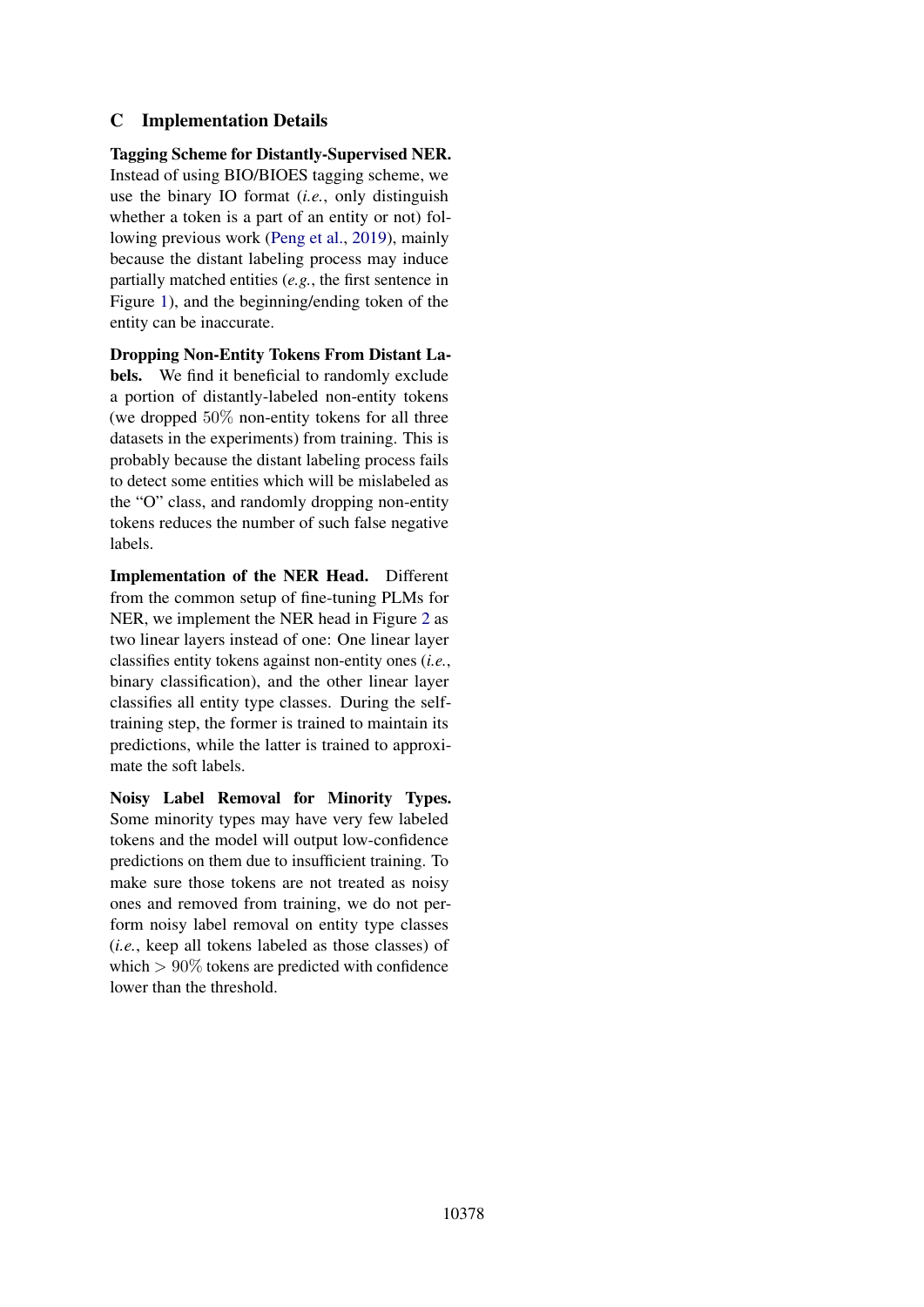## C Implementation Details

**Tagging Scheme for Distantly-Supervised NER.** Instead of using BIO/BIOES tagging scheme, we use the binary IO format (*i.e.*, only distinguish whether a token is a part of an entity or not) following previous work (Peng et al., 2019), mainly because the distant labeling process may induce partially matched entities (*e.g.*, the first sentence in Figure 1), and the beginning/ending token of the entity can be inaccurate.

**Dropping Non-Entity Tokens From Distant Labels.** We find it beneficial to randomly exclude a portion of distantly-labeled non-entity tokens (we dropped $50\%$ non-entity tokens for all three datasets in the experiments) from training. This is probably because the distant labeling process fails to detect some entities which will be mislabeled as the "O" class, and randomly dropping non-entity tokens reduces the number of such false negative labels.

**Implementation of the NER Head.** Different from the common setup of fine-tuning PLMs for NER, we implement the NER head in Figure 2 as two linear layers instead of one: One linear layer classifies entity tokens against non-entity ones (*i.e.*, binary classification), and the other linear layer classifies all entity type classes. During the self-training step, the former is trained to maintain its predictions, while the latter is trained to approximate the soft labels.

**Noisy Label Removal for Minority Types.** Some minority types may have very few labeled tokens and the model will output low-confidence predictions on them due to insufficient training. To make sure those tokens are not treated as noisy ones and removed from training, we do not perform noisy label removal on entity type classes (*i.e.*, keep all tokens labeled as those classes) of which $> 90\%$ tokens are predicted with confidence lower than the threshold.